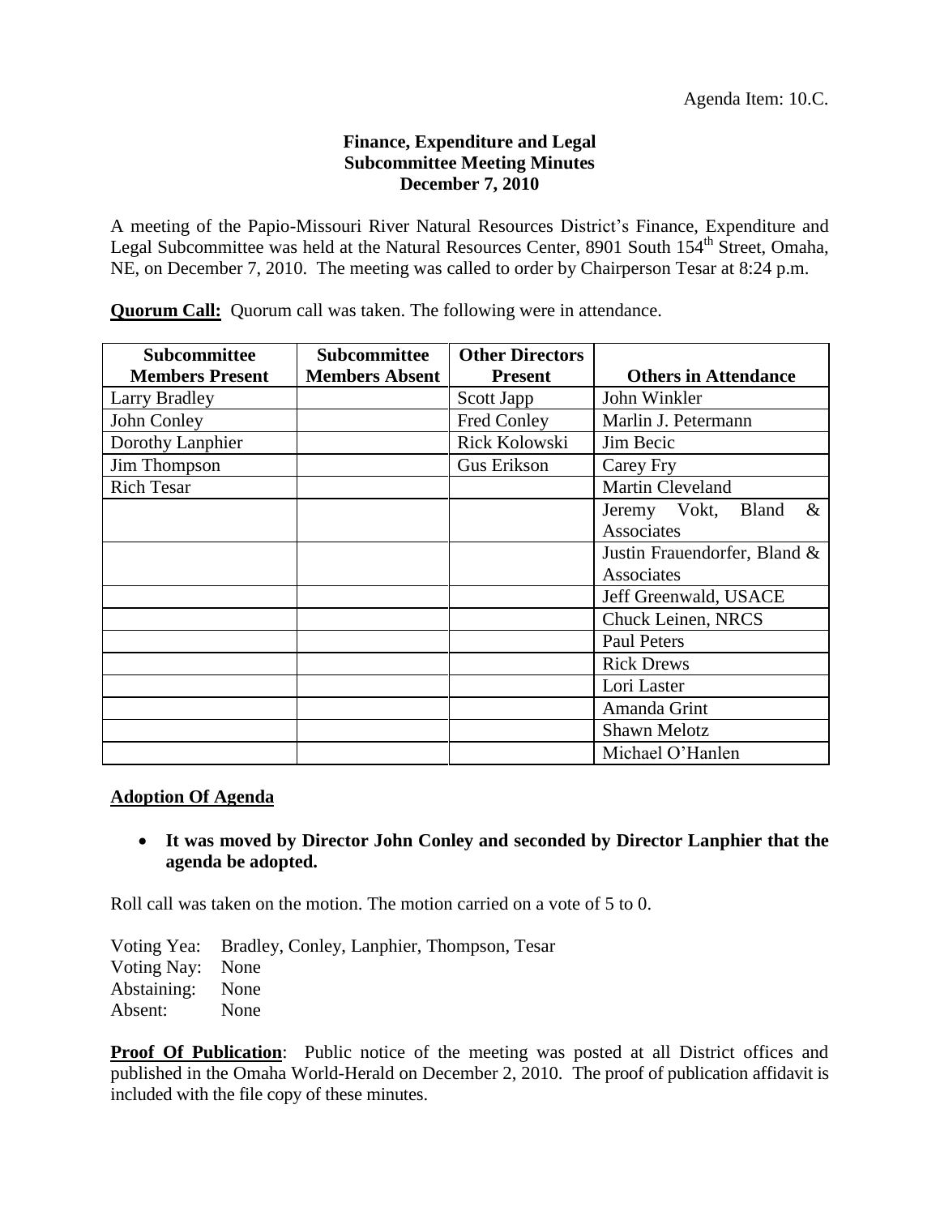Agenda Item: 10.C.

**Finance, Expenditure and Legal**
**Subcommittee Meeting Minutes**
**December 7, 2010**

A meeting of the Papio-Missouri River Natural Resources District's Finance, Expenditure and Legal Subcommittee was held at the Natural Resources Center, 8901 South 154th Street, Omaha, NE, on December 7, 2010. The meeting was called to order by Chairperson Tesar at 8:24 p.m.

**Quorum Call:** Quorum call was taken. The following were in attendance.

| Subcommittee Members Present | Subcommittee Members Absent | Other Directors Present | Others in Attendance |
|---|---|---|---|
| Larry Bradley | | Scott Japp | John Winkler |
| John Conley | | Fred Conley | Marlin J. Petermann |
| Dorothy Lanphier | | Rick Kolowski | Jim Becic |
| Jim Thompson | | Gus Erikson | Carey Fry |
| Rich Tesar | | | Martin Cleveland |
| | | | Jeremy Vokt, Bland & Associates |
| | | | Justin Frauendorfer, Bland & Associates |
| | | | Jeff Greenwald, USACE |
| | | | Chuck Leinen, NRCS |
| | | | Paul Peters |
| | | | Rick Drews |
| | | | Lori Laster |
| | | | Amanda Grint |
| | | | Shawn Melotz |
| | | | Michael O'Hanlen |

## Adoption Of Agenda

- **It was moved by Director John Conley and seconded by Director Lanphier that the agenda be adopted.**

Roll call was taken on the motion. The motion carried on a vote of 5 to 0.

Voting Yea: Bradley, Conley, Lanphier, Thompson, Tesar
Voting Nay: None
Abstaining: None
Absent: None

**Proof Of Publication**: Public notice of the meeting was posted at all District offices and published in the Omaha World-Herald on December 2, 2010. The proof of publication affidavit is included with the file copy of these minutes.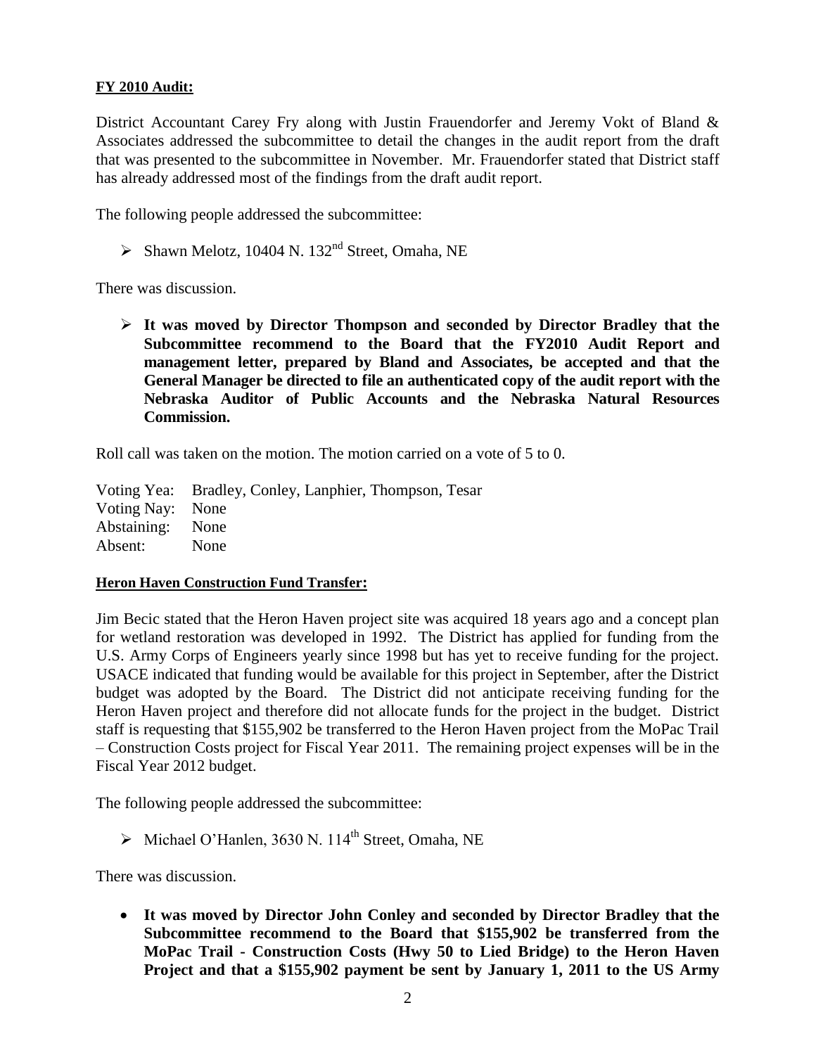**FY 2010 Audit:**

District Accountant Carey Fry along with Justin Frauendorfer and Jeremy Vokt of Bland & Associates addressed the subcommittee to detail the changes in the audit report from the draft that was presented to the subcommittee in November. Mr. Frauendorfer stated that District staff has already addressed most of the findings from the draft audit report.

The following people addressed the subcommittee:

- Shawn Melotz, 10404 N. 132nd Street, Omaha, NE

There was discussion.

- **It was moved by Director Thompson and seconded by Director Bradley that the Subcommittee recommend to the Board that the FY2010 Audit Report and management letter, prepared by Bland and Associates, be accepted and that the General Manager be directed to file an authenticated copy of the audit report with the Nebraska Auditor of Public Accounts and the Nebraska Natural Resources Commission.**

Roll call was taken on the motion. The motion carried on a vote of 5 to 0.

Voting Yea: Bradley, Conley, Lanphier, Thompson, Tesar
Voting Nay: None
Abstaining: None
Absent: None

**Heron Haven Construction Fund Transfer:**

Jim Becic stated that the Heron Haven project site was acquired 18 years ago and a concept plan for wetland restoration was developed in 1992. The District has applied for funding from the U.S. Army Corps of Engineers yearly since 1998 but has yet to receive funding for the project. USACE indicated that funding would be available for this project in September, after the District budget was adopted by the Board. The District did not anticipate receiving funding for the Heron Haven project and therefore did not allocate funds for the project in the budget. District staff is requesting that $155,902 be transferred to the Heron Haven project from the MoPac Trail – Construction Costs project for Fiscal Year 2011. The remaining project expenses will be in the Fiscal Year 2012 budget.

The following people addressed the subcommittee:

- Michael O'Hanlen, 3630 N. 114th Street, Omaha, NE

There was discussion.

- **It was moved by Director John Conley and seconded by Director Bradley that the Subcommittee recommend to the Board that $155,902 be transferred from the MoPac Trail - Construction Costs (Hwy 50 to Lied Bridge) to the Heron Haven Project and that a $155,902 payment be sent by January 1, 2011 to the US Army**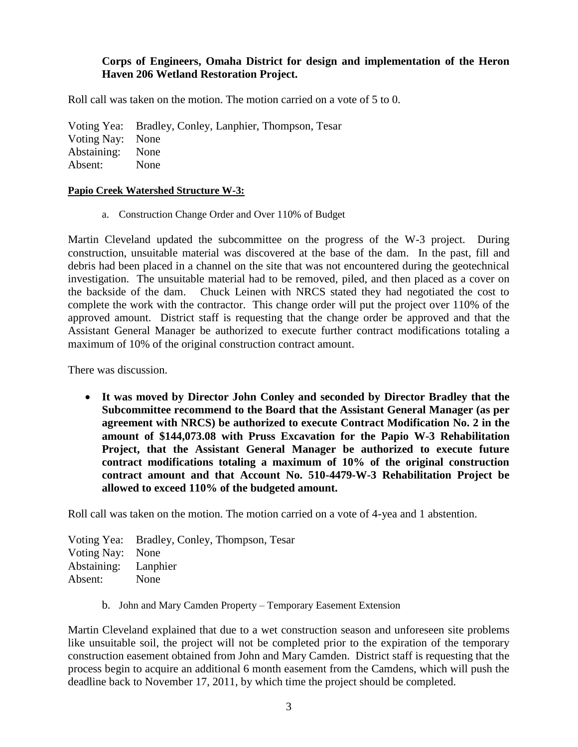**Corps of Engineers, Omaha District for design and implementation of the Heron Haven 206 Wetland Restoration Project.**

Roll call was taken on the motion. The motion carried on a vote of 5 to 0.

Voting Yea: Bradley, Conley, Lanphier, Thompson, Tesar
Voting Nay: None
Abstaining: None
Absent: None

**Papio Creek Watershed Structure W-3:**

a. Construction Change Order and Over 110% of Budget

Martin Cleveland updated the subcommittee on the progress of the W-3 project. During construction, unsuitable material was discovered at the base of the dam. In the past, fill and debris had been placed in a channel on the site that was not encountered during the geotechnical investigation. The unsuitable material had to be removed, piled, and then placed as a cover on the backside of the dam. Chuck Leinen with NRCS stated they had negotiated the cost to complete the work with the contractor. This change order will put the project over 110% of the approved amount. District staff is requesting that the change order be approved and that the Assistant General Manager be authorized to execute further contract modifications totaling a maximum of 10% of the original construction contract amount.

There was discussion.

- **It was moved by Director John Conley and seconded by Director Bradley that the Subcommittee recommend to the Board that the Assistant General Manager (as per agreement with NRCS) be authorized to execute Contract Modification No. 2 in the amount of $144,073.08 with Pruss Excavation for the Papio W-3 Rehabilitation Project, that the Assistant General Manager be authorized to execute future contract modifications totaling a maximum of 10% of the original construction contract amount and that Account No. 510-4479-W-3 Rehabilitation Project be allowed to exceed 110% of the budgeted amount.**

Roll call was taken on the motion. The motion carried on a vote of 4-yea and 1 abstention.

Voting Yea: Bradley, Conley, Thompson, Tesar
Voting Nay: None
Abstaining: Lanphier
Absent: None

b. John and Mary Camden Property – Temporary Easement Extension

Martin Cleveland explained that due to a wet construction season and unforeseen site problems like unsuitable soil, the project will not be completed prior to the expiration of the temporary construction easement obtained from John and Mary Camden. District staff is requesting that the process begin to acquire an additional 6 month easement from the Camdens, which will push the deadline back to November 17, 2011, by which time the project should be completed.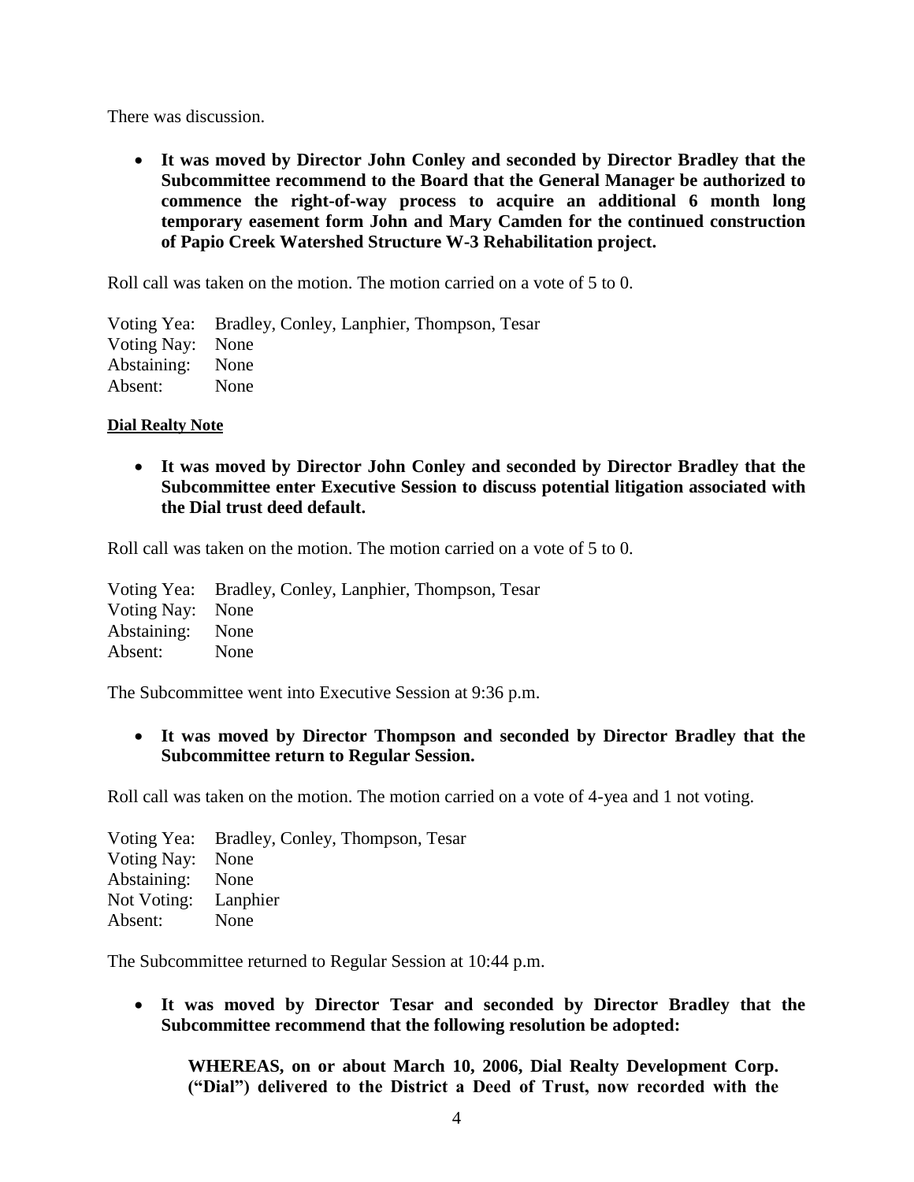There was discussion.

- **It was moved by Director John Conley and seconded by Director Bradley that the Subcommittee recommend to the Board that the General Manager be authorized to commence the right-of-way process to acquire an additional 6 month long temporary easement form John and Mary Camden for the continued construction of Papio Creek Watershed Structure W-3 Rehabilitation project.**

Roll call was taken on the motion. The motion carried on a vote of 5 to 0.

Voting Yea: Bradley, Conley, Lanphier, Thompson, Tesar
Voting Nay: None
Abstaining: None
Absent: None

**Dial Realty Note**

- **It was moved by Director John Conley and seconded by Director Bradley that the Subcommittee enter Executive Session to discuss potential litigation associated with the Dial trust deed default.**

Roll call was taken on the motion. The motion carried on a vote of 5 to 0.

Voting Yea: Bradley, Conley, Lanphier, Thompson, Tesar
Voting Nay: None
Abstaining: None
Absent: None

The Subcommittee went into Executive Session at 9:36 p.m.

- **It was moved by Director Thompson and seconded by Director Bradley that the Subcommittee return to Regular Session.**

Roll call was taken on the motion. The motion carried on a vote of 4-yea and 1 not voting.

Voting Yea: Bradley, Conley, Thompson, Tesar
Voting Nay: None
Abstaining: None
Not Voting: Lanphier
Absent: None

The Subcommittee returned to Regular Session at 10:44 p.m.

- **It was moved by Director Tesar and seconded by Director Bradley that the Subcommittee recommend that the following resolution be adopted:**

  **WHEREAS, on or about March 10, 2006, Dial Realty Development Corp. ("Dial") delivered to the District a Deed of Trust, now recorded with the**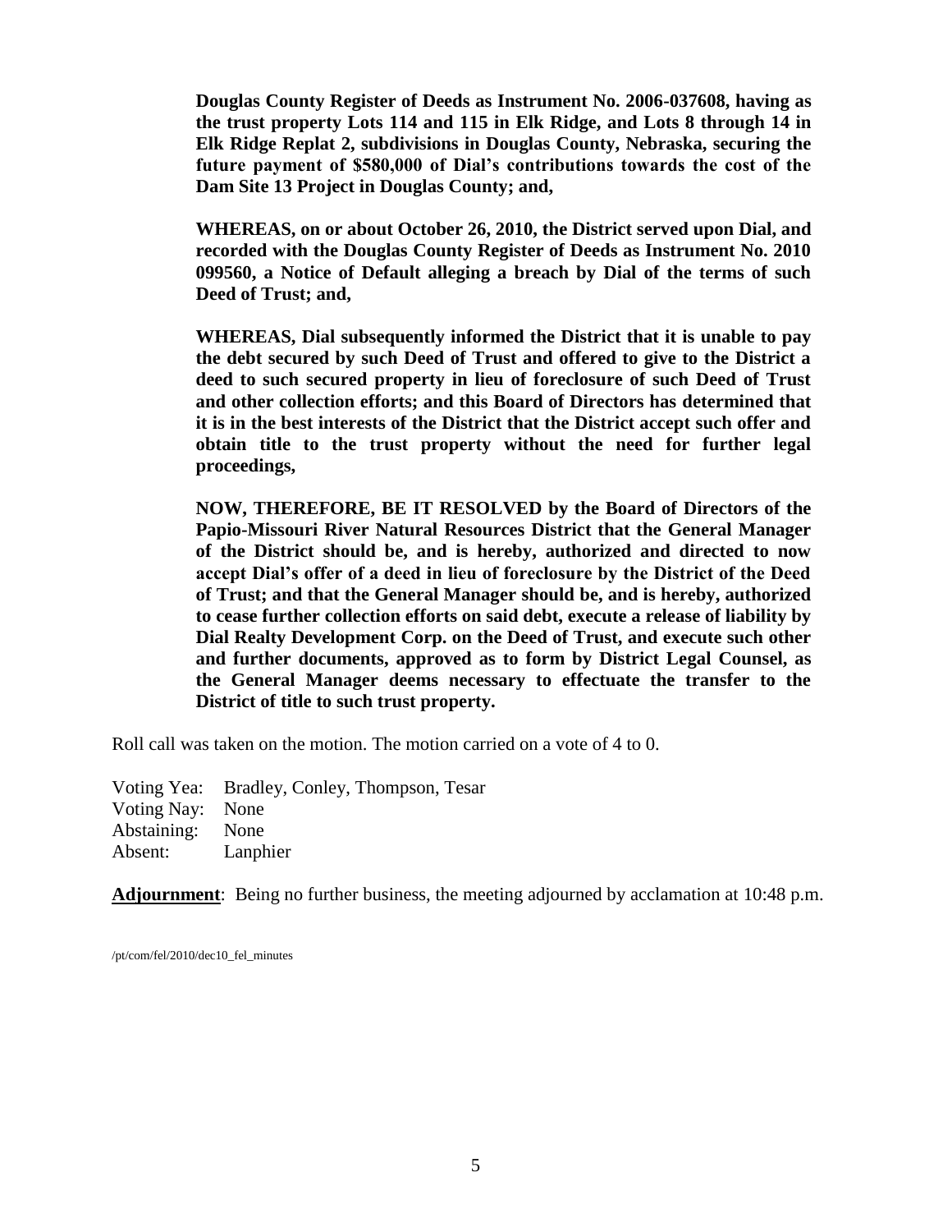**Douglas County Register of Deeds as Instrument No. 2006-037608, having as the trust property Lots 114 and 115 in Elk Ridge, and Lots 8 through 14 in Elk Ridge Replat 2, subdivisions in Douglas County, Nebraska, securing the future payment of $580,000 of Dial's contributions towards the cost of the Dam Site 13 Project in Douglas County; and,**

**WHEREAS, on or about October 26, 2010, the District served upon Dial, and recorded with the Douglas County Register of Deeds as Instrument No. 2010 099560, a Notice of Default alleging a breach by Dial of the terms of such Deed of Trust; and,**

**WHEREAS, Dial subsequently informed the District that it is unable to pay the debt secured by such Deed of Trust and offered to give to the District a deed to such secured property in lieu of foreclosure of such Deed of Trust and other collection efforts; and this Board of Directors has determined that it is in the best interests of the District that the District accept such offer and obtain title to the trust property without the need for further legal proceedings,**

**NOW, THEREFORE, BE IT RESOLVED by the Board of Directors of the Papio-Missouri River Natural Resources District that the General Manager of the District should be, and is hereby, authorized and directed to now accept Dial's offer of a deed in lieu of foreclosure by the District of the Deed of Trust; and that the General Manager should be, and is hereby, authorized to cease further collection efforts on said debt, execute a release of liability by Dial Realty Development Corp. on the Deed of Trust, and execute such other and further documents, approved as to form by District Legal Counsel, as the General Manager deems necessary to effectuate the transfer to the District of title to such trust property.**

Roll call was taken on the motion. The motion carried on a vote of 4 to 0.

Voting Yea: Bradley, Conley, Thompson, Tesar
Voting Nay: None
Abstaining: None
Absent: Lanphier

**Adjournment**: Being no further business, the meeting adjourned by acclamation at 10:48 p.m.

/pt/com/fel/2010/dec10_fel_minutes